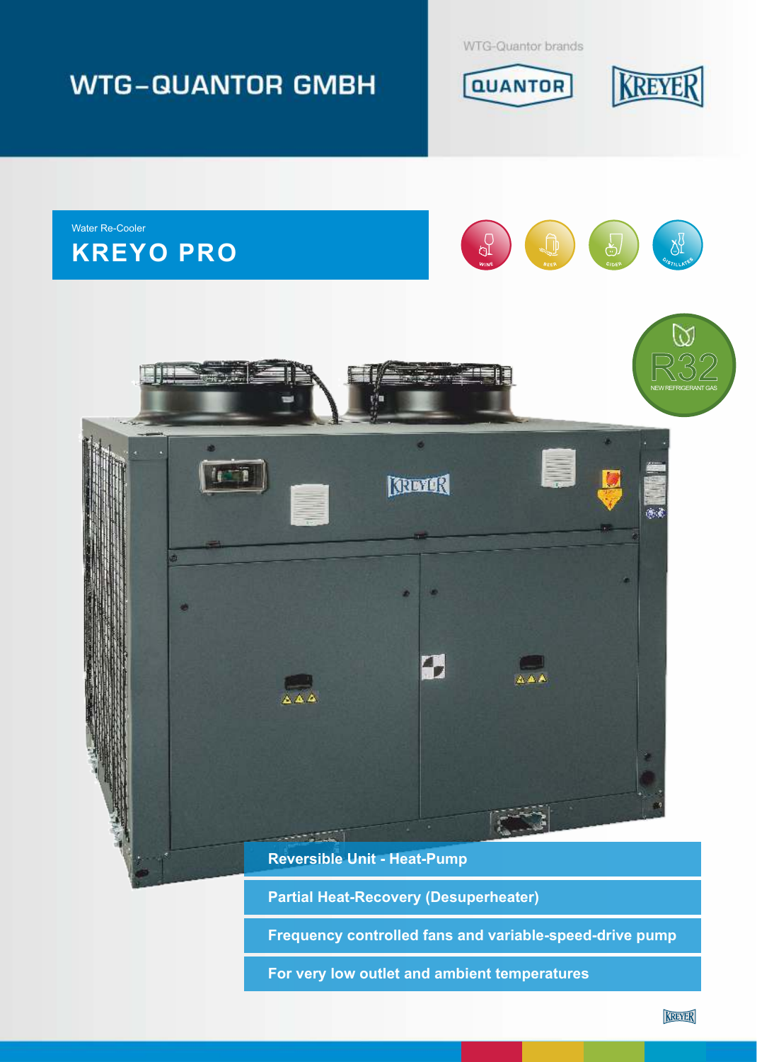# WTG-QUANTOR GMBH

WTG-Quantor brands

QUANTOR

KREYER

Water Re-Cooler

## KREYO PRO

WINE · BEER · CIDER · DISTILLATES

R32 NEW REFRIGERANT GAS

- **Reversible Unit - Heat-Pump**
- **Partial Heat-Recovery (Desuperheater)**
- **Frequency controlled fans and variable-speed-drive pump**
- **For very low outlet and ambient temperatures**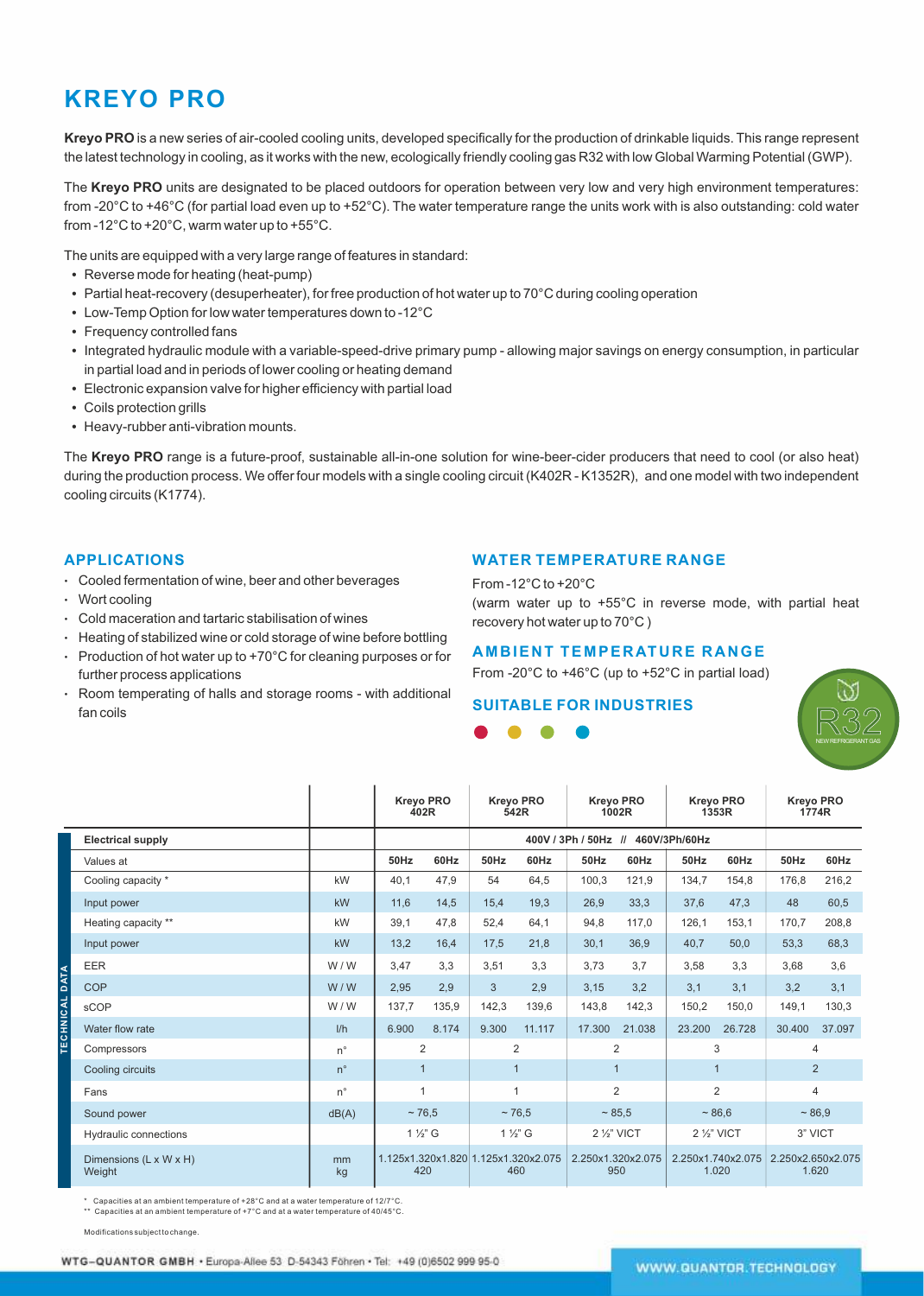# KREYO PRO

**Kreyo PRO** is a new series of air-cooled cooling units, developed specifically for the production of drinkable liquids. This range represent the latest technology in cooling, as it works with the new, ecologically friendly cooling gas R32 with low Global Warming Potential (GWP).

The **Kreyo PRO** units are designated to be placed outdoors for operation between very low and very high environment temperatures: from -20°C to +46°C (for partial load even up to +52°C). The water temperature range the units work with is also outstanding: cold water from -12°C to +20°C, warm water up to +55°C.

The units are equipped with a very large range of features in standard:

- Reverse mode for heating (heat-pump)
- Partial heat-recovery (desuperheater), for free production of hot water up to 70°C during cooling operation
- Low-Temp Option for low water temperatures down to -12°C
- Frequency controlled fans
- Integrated hydraulic module with a variable-speed-drive primary pump - allowing major savings on energy consumption, in particular in partial load and in periods of lower cooling or heating demand
- Electronic expansion valve for higher efficiency with partial load
- Coils protection grills
- Heavy-rubber anti-vibration mounts.

The **Kreyo PRO** range is a future-proof, sustainable all-in-one solution for wine-beer-cider producers that need to cool (or also heat) during the production process. We offer four models with a single cooling circuit (K402R - K1352R), and one model with two independent cooling circuits (K1774).

## APPLICATIONS

- Cooled fermentation of wine, beer and other beverages
- Wort cooling
- Cold maceration and tartaric stabilisation of wines
- Heating of stabilized wine or cold storage of wine before bottling
- Production of hot water up to +70°C for cleaning purposes or for further process applications
- Room temperating of halls and storage rooms - with additional fan coils

## WATER TEMPERATURE RANGE

From -12°C to +20°C
(warm water up to +55°C in reverse mode, with partial heat recovery hot water up to 70°C )

## AMBIENT TEMPERATURE RANGE

From -20°C to +46°C (up to +52°C in partial load)

## SUITABLE FOR INDUSTRIES

R32
NEW REFRIGERANT GAS

**TECHNICAL DATA**

| | | Kreyo PRO 402R | | Kreyo PRO 542R | | Kreyo PRO 1002R | | Kreyo PRO 1353R | | Kreyo PRO 1774R | |
|---|---|---|---|---|---|---|---|---|---|---|---|
| **Electrical supply** | | | | 400V / 3Ph / 50Hz // 460V/3Ph/60Hz | | | | | | | |
| Values at | | 50Hz | 60Hz | 50Hz | 60Hz | 50Hz | 60Hz | 50Hz | 60Hz | 50Hz | 60Hz |
| Cooling capacity * | kW | 40,1 | 47,9 | 54 | 64,5 | 100,3 | 121,9 | 134,7 | 154,8 | 176,8 | 216,2 |
| Input power | kW | 11,6 | 14,5 | 15,4 | 19,3 | 26,9 | 33,3 | 37,6 | 47,3 | 48 | 60,5 |
| Heating capacity ** | kW | 39,1 | 47,8 | 52,4 | 64,1 | 94,8 | 117,0 | 126,1 | 153,1 | 170,7 | 208,8 |
| Input power | kW | 13,2 | 16,4 | 17,5 | 21,8 | 30,1 | 36,9 | 40,7 | 50,0 | 53,3 | 68,3 |
| EER | W / W | 3,47 | 3,3 | 3,51 | 3,3 | 3,73 | 3,7 | 3,58 | 3,3 | 3,68 | 3,6 |
| COP | W / W | 2,95 | 2,9 | 3 | 2,9 | 3,15 | 3,2 | 3,1 | 3,1 | 3,2 | 3,1 |
| sCOP | W / W | 137,7 | 135,9 | 142,3 | 139,6 | 143,8 | 142,3 | 150,2 | 150,0 | 149,1 | 130,3 |
| Water flow rate | l/h | 6.900 | 8.174 | 9.300 | 11.117 | 17.300 | 21.038 | 23.200 | 26.728 | 30.400 | 37.097 |
| Compressors | n° | 2 | | 2 | | 2 | | 3 | | 4 | |
| Cooling circuits | n° | 1 | | 1 | | 1 | | 1 | | 2 | |
| Fans | n° | 1 | | 1 | | 2 | | 2 | | 4 | |
| Sound power | dB(A) | ~ 76,5 | | ~ 76,5 | | ~ 85,5 | | ~ 86,6 | | ~ 86,9 | |
| Hydraulic connections | | 1 ½" G | | 1 ½" G | | 2 ½" VICT | | 2 ½" VICT | | 3" VICT | |
| Dimensions (L x W x H)<br>Weight | mm<br>kg | 1.125x1.320x1.820<br>420 | | 1.125x1.320x2.075<br>460 | | 2.250x1.320x2.075<br>950 | | 2.250x1.740x2.075<br>1.020 | | 2.250x2.650x2.075<br>1.620 | |

\* Capacities at an ambient temperature of +28°C and at a water temperature of 12/7°C.
\** Capacities at an ambient temperature of +7°C and at a water temperature of 40/45°C.

Modifications subject to change.

WTG–QUANTOR GMBH • Europa-Allee 53 D-54343 Föhren • Tel: +49 (0)6502 999 95-0

WWW.QUANTOR.TECHNOLOGY